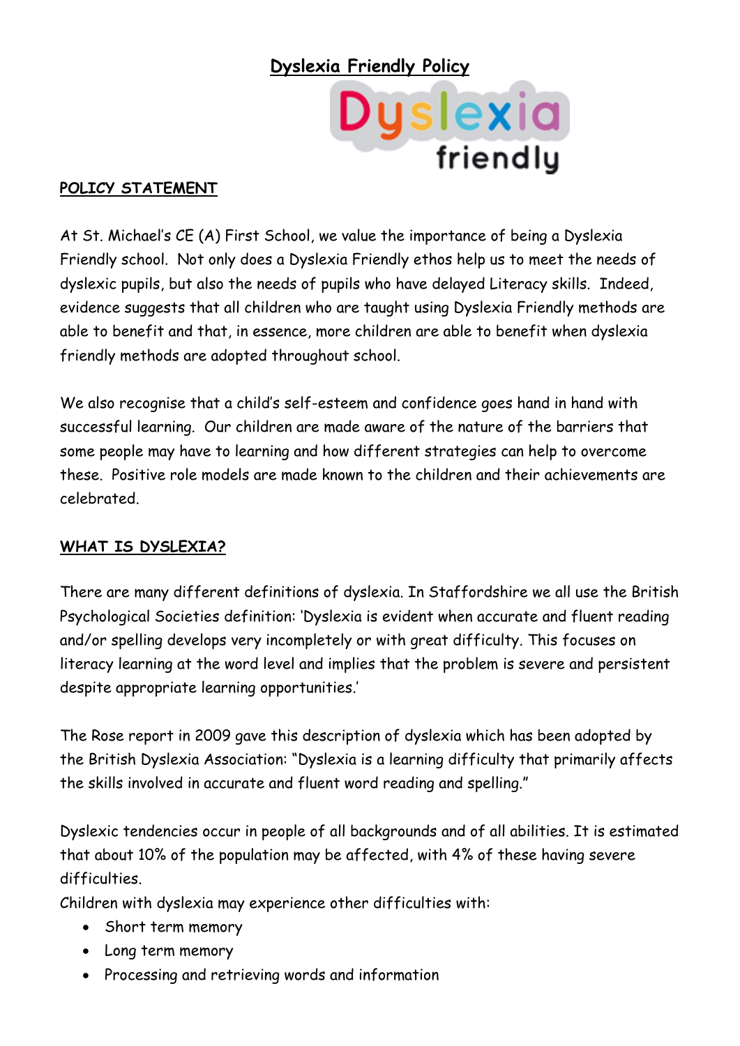# Dyslexia Friendly Policy

## POLICY STATEMENT

At St. Michael's CE (A) First School, we value the importance of being a Dyslexia Friendly school. Not only does a Dyslexia Friendly ethos help us to meet the needs of dyslexic pupils, but also the needs of pupils who have delayed Literacy skills. Indeed, evidence suggests that all children who are taught using Dyslexia Friendly methods are able to benefit and that, in essence, more children are able to benefit when dyslexia friendly methods are adopted throughout school.

We also recognise that a child's self-esteem and confidence goes hand in hand with successful learning. Our children are made aware of the nature of the barriers that some people may have to learning and how different strategies can help to overcome these. Positive role models are made known to the children and their achievements are celebrated.

## WHAT IS DYSLEXIA?

There are many different definitions of dyslexia. In Staffordshire we all use the British Psychological Societies definition: 'Dyslexia is evident when accurate and fluent reading and/or spelling develops very incompletely or with great difficulty. This focuses on literacy learning at the word level and implies that the problem is severe and persistent despite appropriate learning opportunities.'

The Rose report in 2009 gave this description of dyslexia which has been adopted by the British Dyslexia Association: "Dyslexia is a learning difficulty that primarily affects the skills involved in accurate and fluent word reading and spelling."

Dyslexic tendencies occur in people of all backgrounds and of all abilities. It is estimated that about 10% of the population may be affected, with 4% of these having severe difficulties.

Children with dyslexia may experience other difficulties with:

- Short term memory
- Long term memory
- Processing and retrieving words and information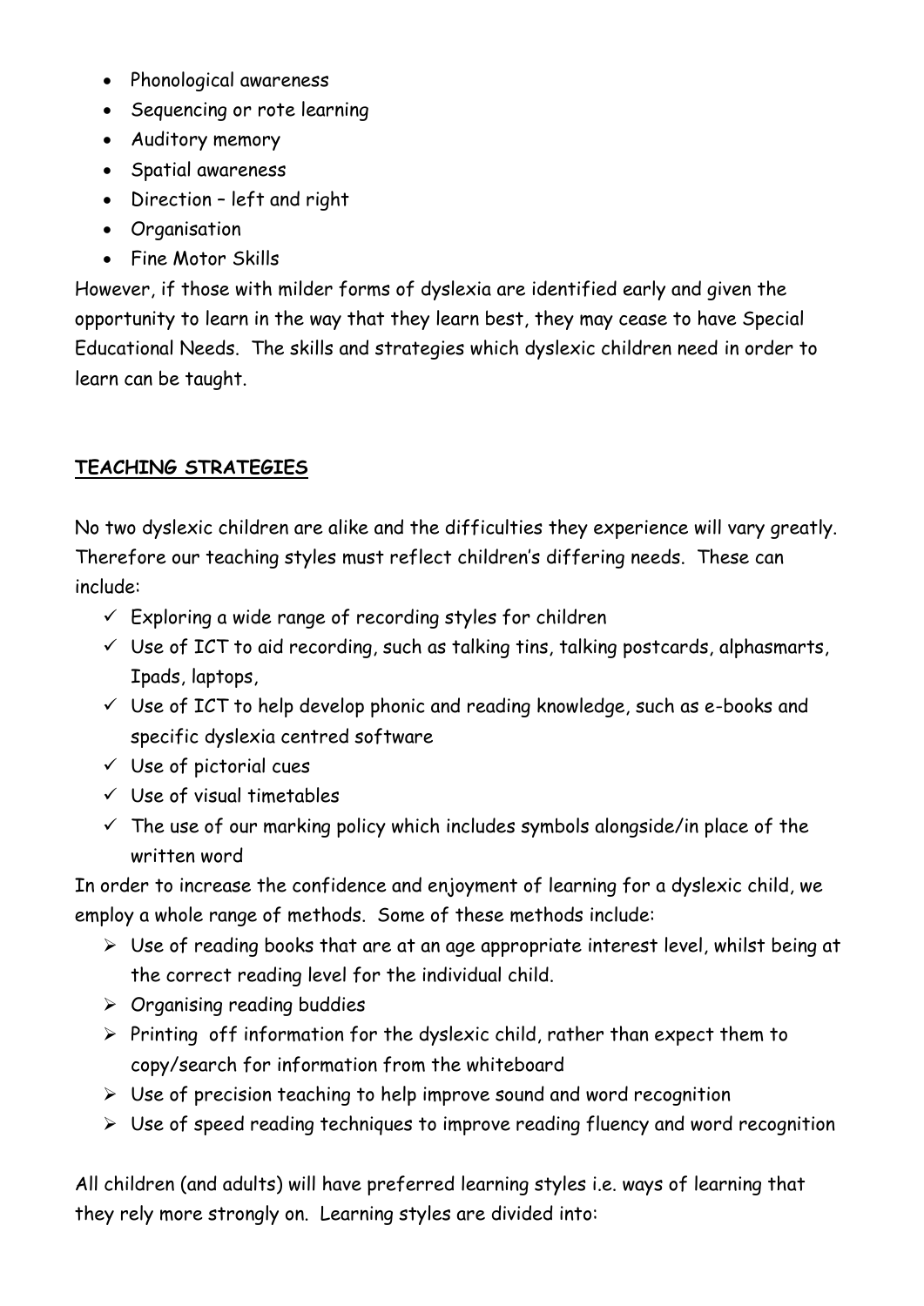- Phonological awareness
- Sequencing or rote learning
- Auditory memory
- Spatial awareness
- Direction – left and right
- Organisation
- Fine Motor Skills

However, if those with milder forms of dyslexia are identified early and given the opportunity to learn in the way that they learn best, they may cease to have Special Educational Needs. The skills and strategies which dyslexic children need in order to learn can be taught.

## TEACHING STRATEGIES

No two dyslexic children are alike and the difficulties they experience will vary greatly. Therefore our teaching styles must reflect children's differing needs. These can include:

- ✓ Exploring a wide range of recording styles for children
- ✓ Use of ICT to aid recording, such as talking tins, talking postcards, alphasmarts, Ipads, laptops,
- ✓ Use of ICT to help develop phonic and reading knowledge, such as e-books and specific dyslexia centred software
- ✓ Use of pictorial cues
- ✓ Use of visual timetables
- ✓ The use of our marking policy which includes symbols alongside/in place of the written word

In order to increase the confidence and enjoyment of learning for a dyslexic child, we employ a whole range of methods. Some of these methods include:

- ➢ Use of reading books that are at an age appropriate interest level, whilst being at the correct reading level for the individual child.
- ➢ Organising reading buddies
- ➢ Printing off information for the dyslexic child, rather than expect them to copy/search for information from the whiteboard
- ➢ Use of precision teaching to help improve sound and word recognition
- ➢ Use of speed reading techniques to improve reading fluency and word recognition

All children (and adults) will have preferred learning styles i.e. ways of learning that they rely more strongly on. Learning styles are divided into: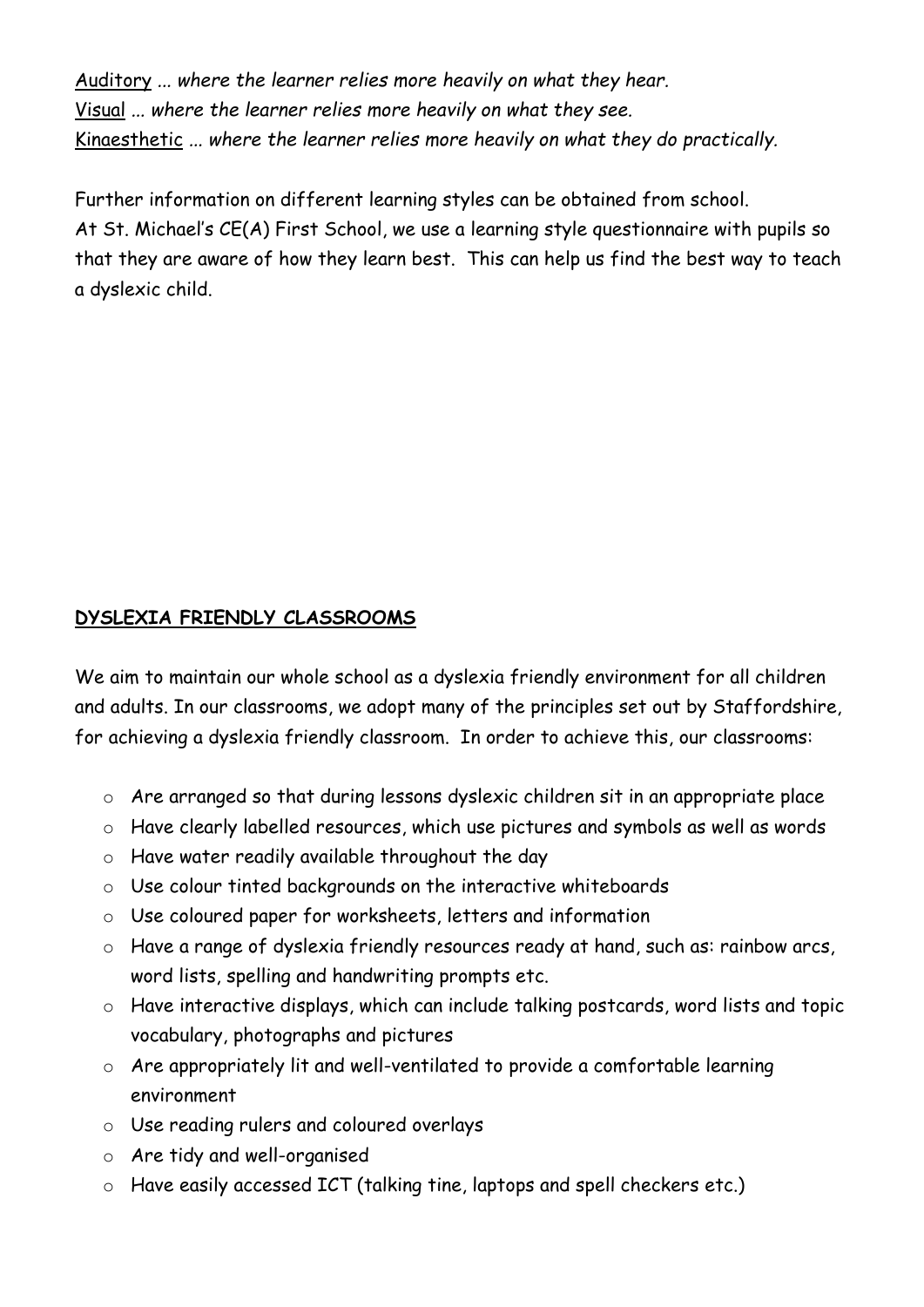Auditory ... *where the learner relies more heavily on what they hear.*
Visual ... *where the learner relies more heavily on what they see.*
Kinaesthetic ... *where the learner relies more heavily on what they do practically.*

Further information on different learning styles can be obtained from school.
At St. Michael's CE(A) First School, we use a learning style questionnaire with pupils so that they are aware of how they learn best. This can help us find the best way to teach a dyslexic child.

## DYSLEXIA FRIENDLY CLASSROOMS

We aim to maintain our whole school as a dyslexia friendly environment for all children and adults. In our classrooms, we adopt many of the principles set out by Staffordshire, for achieving a dyslexia friendly classroom. In order to achieve this, our classrooms:

- Are arranged so that during lessons dyslexic children sit in an appropriate place
- Have clearly labelled resources, which use pictures and symbols as well as words
- Have water readily available throughout the day
- Use colour tinted backgrounds on the interactive whiteboards
- Use coloured paper for worksheets, letters and information
- Have a range of dyslexia friendly resources ready at hand, such as: rainbow arcs, word lists, spelling and handwriting prompts etc.
- Have interactive displays, which can include talking postcards, word lists and topic vocabulary, photographs and pictures
- Are appropriately lit and well-ventilated to provide a comfortable learning environment
- Use reading rulers and coloured overlays
- Are tidy and well-organised
- Have easily accessed ICT (talking tine, laptops and spell checkers etc.)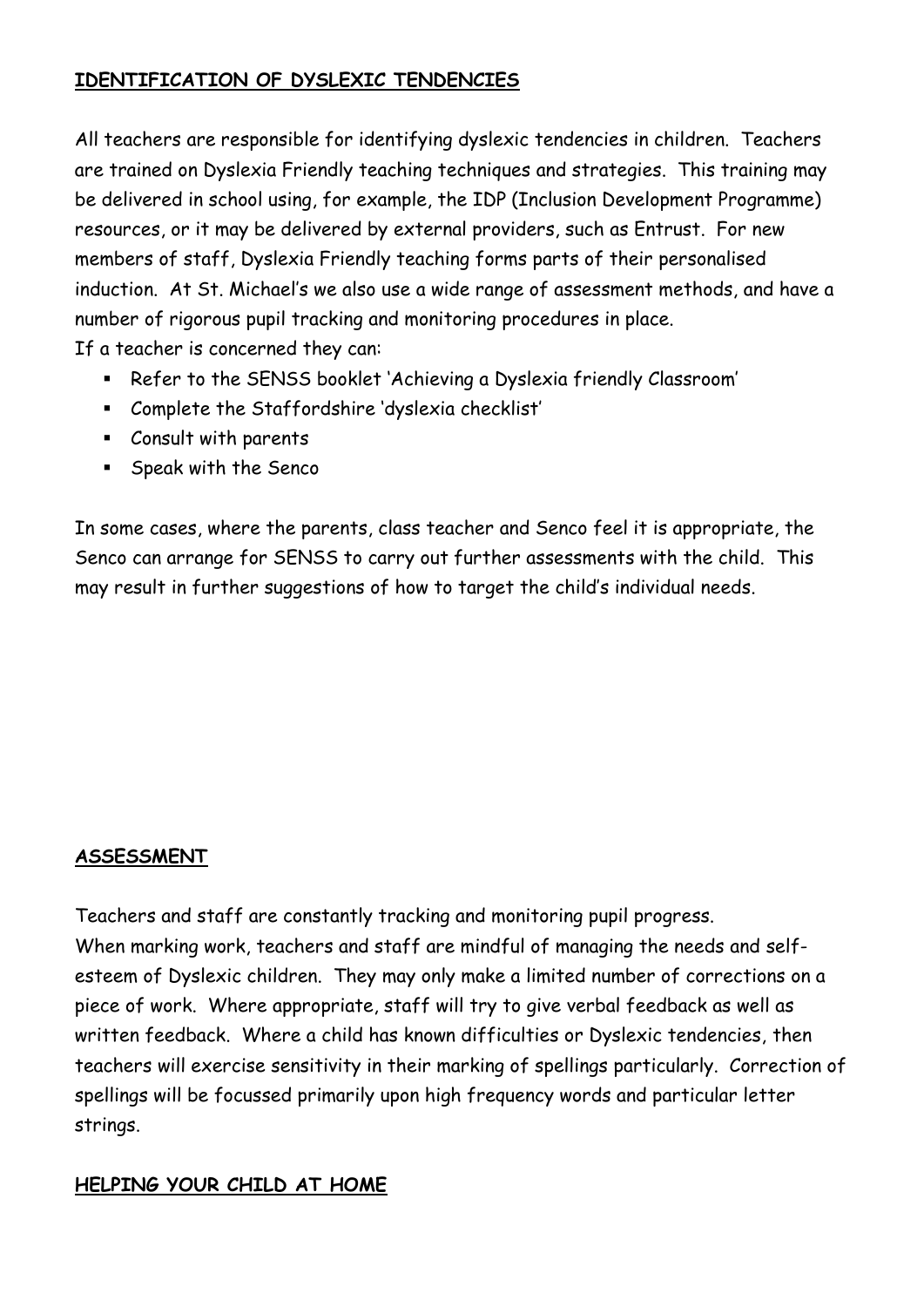## IDENTIFICATION OF DYSLEXIC TENDENCIES

All teachers are responsible for identifying dyslexic tendencies in children. Teachers are trained on Dyslexia Friendly teaching techniques and strategies. This training may be delivered in school using, for example, the IDP (Inclusion Development Programme) resources, or it may be delivered by external providers, such as Entrust. For new members of staff, Dyslexia Friendly teaching forms parts of their personalised induction. At St. Michael's we also use a wide range of assessment methods, and have a number of rigorous pupil tracking and monitoring procedures in place.
If a teacher is concerned they can:

- Refer to the SENSS booklet 'Achieving a Dyslexia friendly Classroom'
- Complete the Staffordshire 'dyslexia checklist'
- Consult with parents
- Speak with the Senco

In some cases, where the parents, class teacher and Senco feel it is appropriate, the Senco can arrange for SENSS to carry out further assessments with the child. This may result in further suggestions of how to target the child's individual needs.

## ASSESSMENT

Teachers and staff are constantly tracking and monitoring pupil progress.
When marking work, teachers and staff are mindful of managing the needs and self-esteem of Dyslexic children. They may only make a limited number of corrections on a piece of work. Where appropriate, staff will try to give verbal feedback as well as written feedback. Where a child has known difficulties or Dyslexic tendencies, then teachers will exercise sensitivity in their marking of spellings particularly. Correction of spellings will be focussed primarily upon high frequency words and particular letter strings.

## HELPING YOUR CHILD AT HOME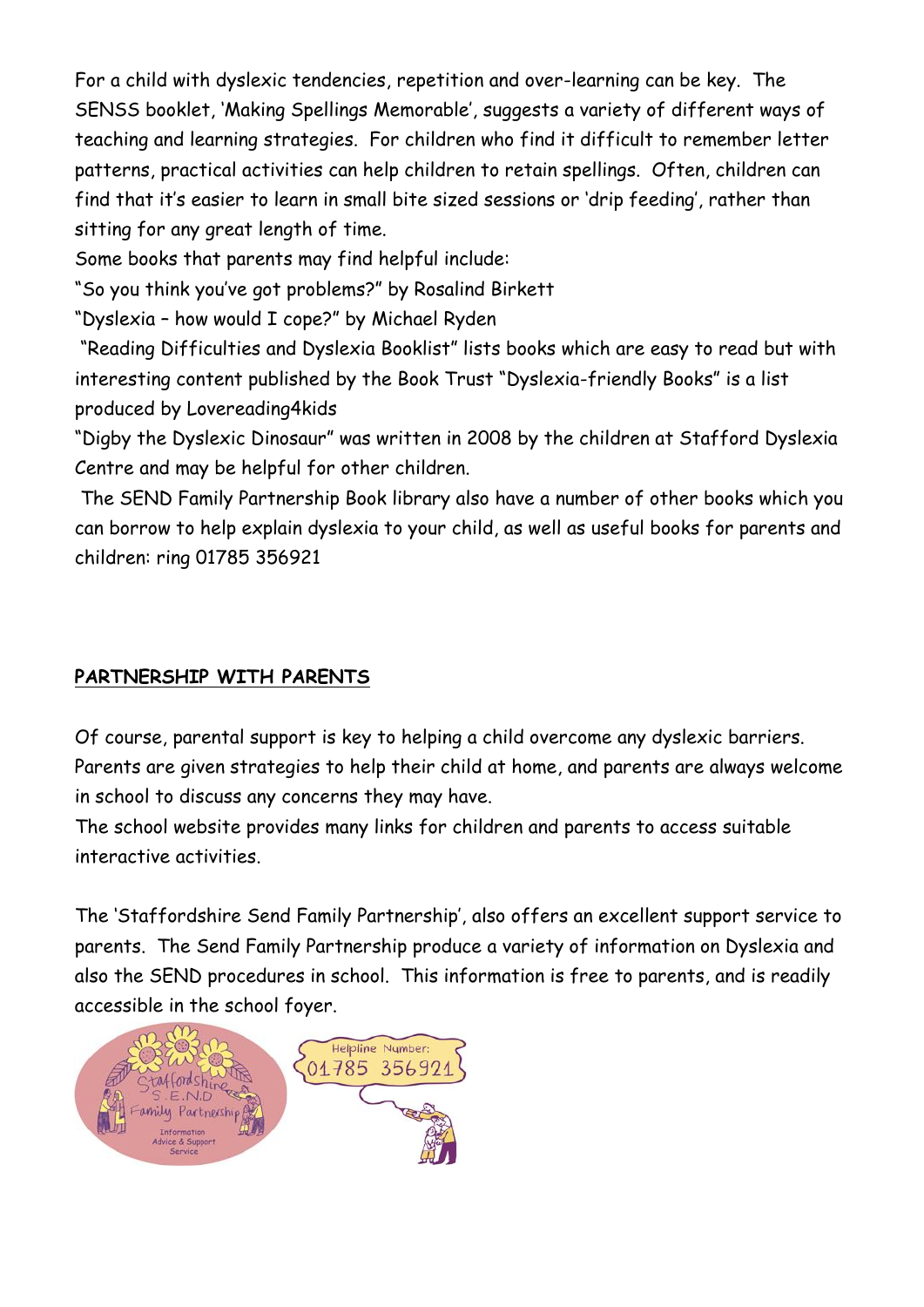For a child with dyslexic tendencies, repetition and over-learning can be key. The SENSS booklet, 'Making Spellings Memorable', suggests a variety of different ways of teaching and learning strategies. For children who find it difficult to remember letter patterns, practical activities can help children to retain spellings. Often, children can find that it's easier to learn in small bite sized sessions or 'drip feeding', rather than sitting for any great length of time.

Some books that parents may find helpful include:

"So you think you've got problems?" by Rosalind Birkett

"Dyslexia – how would I cope?" by Michael Ryden

"Reading Difficulties and Dyslexia Booklist" lists books which are easy to read but with interesting content published by the Book Trust "Dyslexia-friendly Books" is a list produced by Lovereading4kids

"Digby the Dyslexic Dinosaur" was written in 2008 by the children at Stafford Dyslexia Centre and may be helpful for other children.

The SEND Family Partnership Book library also have a number of other books which you can borrow to help explain dyslexia to your child, as well as useful books for parents and children: ring 01785 356921

## PARTNERSHIP WITH PARENTS

Of course, parental support is key to helping a child overcome any dyslexic barriers. Parents are given strategies to help their child at home, and parents are always welcome in school to discuss any concerns they may have.

The school website provides many links for children and parents to access suitable interactive activities.

The 'Staffordshire Send Family Partnership', also offers an excellent support service to parents. The Send Family Partnership produce a variety of information on Dyslexia and also the SEND procedures in school. This information is free to parents, and is readily accessible in the school foyer.

Staffordshire S.E.N.D Family Partnership – Information Advice & Support Service

Helpline Number: 01785 356921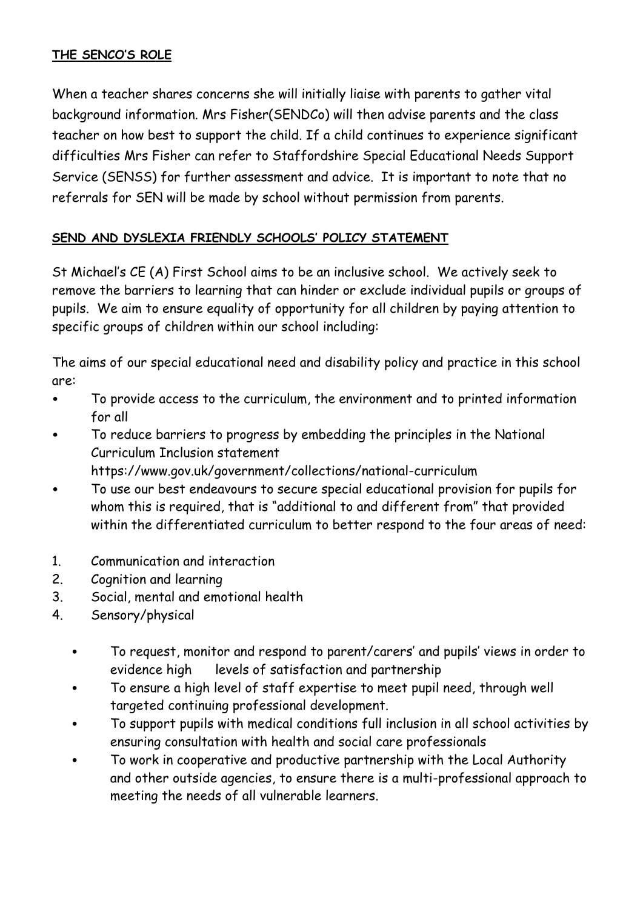**THE SENCO'S ROLE**

When a teacher shares concerns she will initially liaise with parents to gather vital background information. Mrs Fisher(SENDCo) will then advise parents and the class teacher on how best to support the child. If a child continues to experience significant difficulties Mrs Fisher can refer to Staffordshire Special Educational Needs Support Service (SENSS) for further assessment and advice. It is important to note that no referrals for SEN will be made by school without permission from parents.

**SEND AND DYSLEXIA FRIENDLY SCHOOLS' POLICY STATEMENT**

St Michael's CE (A) First School aims to be an inclusive school. We actively seek to remove the barriers to learning that can hinder or exclude individual pupils or groups of pupils. We aim to ensure equality of opportunity for all children by paying attention to specific groups of children within our school including:

The aims of our special educational need and disability policy and practice in this school are:

- To provide access to the curriculum, the environment and to printed information for all
- To reduce barriers to progress by embedding the principles in the National Curriculum Inclusion statement https://www.gov.uk/government/collections/national-curriculum
- To use our best endeavours to secure special educational provision for pupils for whom this is required, that is "additional to and different from" that provided within the differentiated curriculum to better respond to the four areas of need:

1. Communication and interaction
2. Cognition and learning
3. Social, mental and emotional health
4. Sensory/physical

- To request, monitor and respond to parent/carers' and pupils' views in order to evidence high levels of satisfaction and partnership
- To ensure a high level of staff expertise to meet pupil need, through well targeted continuing professional development.
- To support pupils with medical conditions full inclusion in all school activities by ensuring consultation with health and social care professionals
- To work in cooperative and productive partnership with the Local Authority and other outside agencies, to ensure there is a multi-professional approach to meeting the needs of all vulnerable learners.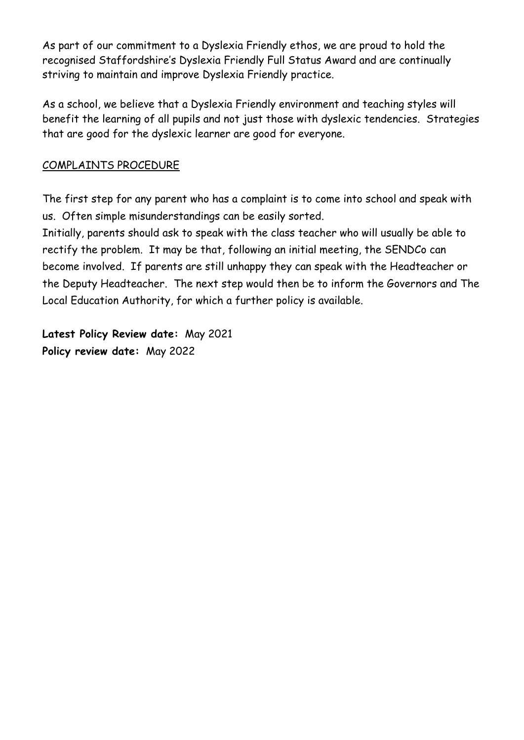As part of our commitment to a Dyslexia Friendly ethos, we are proud to hold the recognised Staffordshire's Dyslexia Friendly Full Status Award and are continually striving to maintain and improve Dyslexia Friendly practice.

As a school, we believe that a Dyslexia Friendly environment and teaching styles will benefit the learning of all pupils and not just those with dyslexic tendencies. Strategies that are good for the dyslexic learner are good for everyone.

## COMPLAINTS PROCEDURE

The first step for any parent who has a complaint is to come into school and speak with us. Often simple misunderstandings can be easily sorted.

Initially, parents should ask to speak with the class teacher who will usually be able to rectify the problem. It may be that, following an initial meeting, the SENDCo can become involved. If parents are still unhappy they can speak with the Headteacher or the Deputy Headteacher. The next step would then be to inform the Governors and The Local Education Authority, for which a further policy is available.

**Latest Policy Review date:** May 2021
**Policy review date:** May 2022